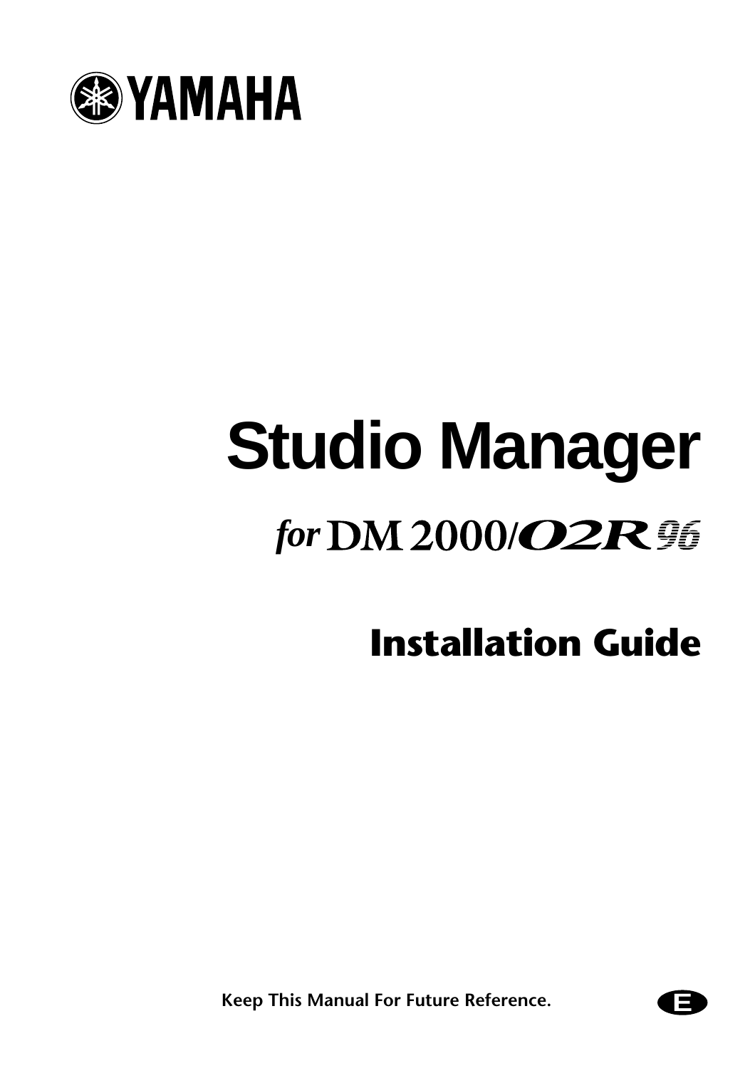YAMAHA

# Studio Manager

## for DM2000/02R96

## Installation Guide

Keep This Manual For Future Reference.

E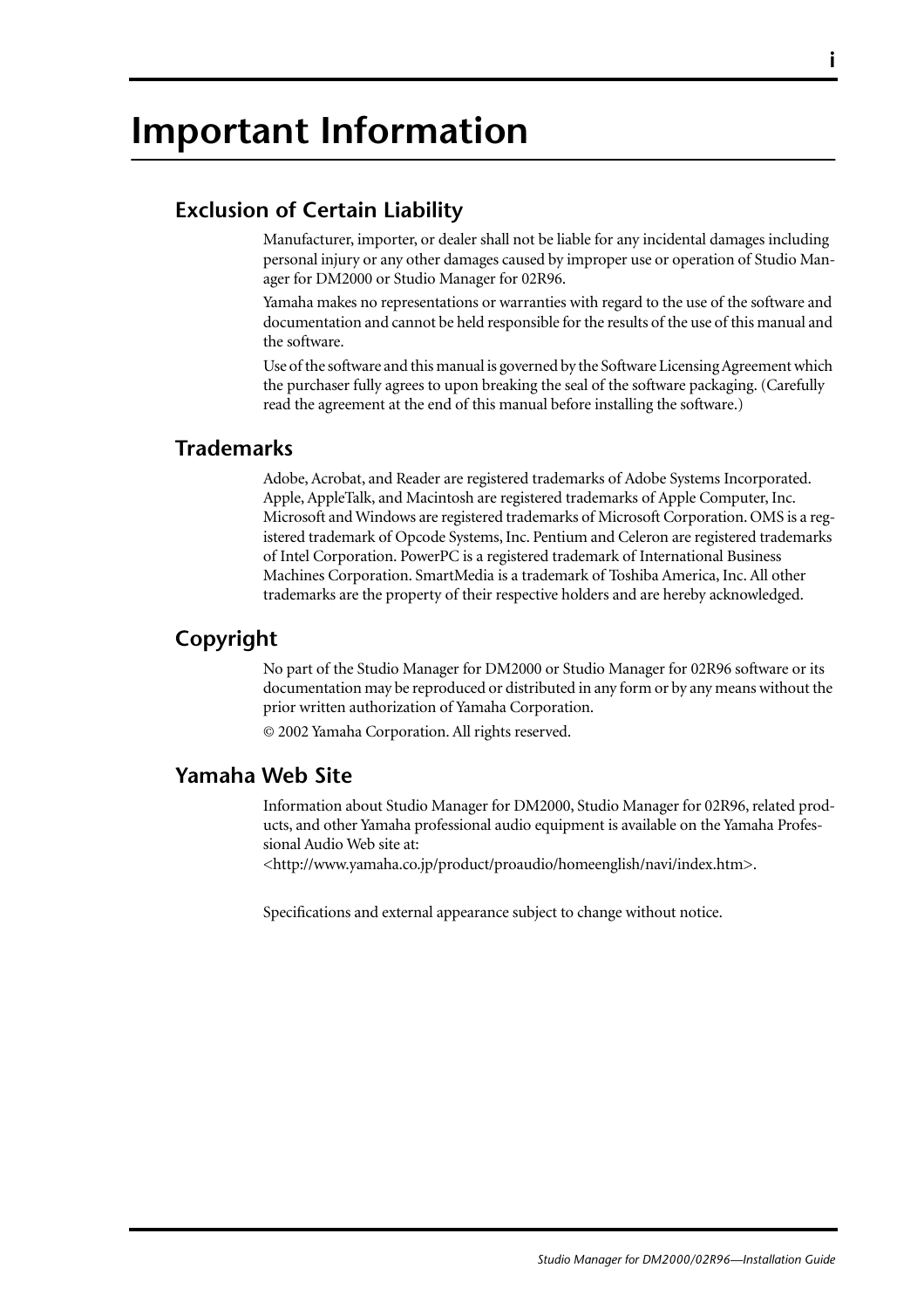# Important Information

## Exclusion of Certain Liability

Manufacturer, importer, or dealer shall not be liable for any incidental damages including personal injury or any other damages caused by improper use or operation of Studio Manager for DM2000 or Studio Manager for 02R96.

Yamaha makes no representations or warranties with regard to the use of the software and documentation and cannot be held responsible for the results of the use of this manual and the software.

Use of the software and this manual is governed by the Software Licensing Agreement which the purchaser fully agrees to upon breaking the seal of the software packaging. (Carefully read the agreement at the end of this manual before installing the software.)

## Trademarks

Adobe, Acrobat, and Reader are registered trademarks of Adobe Systems Incorporated. Apple, AppleTalk, and Macintosh are registered trademarks of Apple Computer, Inc. Microsoft and Windows are registered trademarks of Microsoft Corporation. OMS is a registered trademark of Opcode Systems, Inc. Pentium and Celeron are registered trademarks of Intel Corporation. PowerPC is a registered trademark of International Business Machines Corporation. SmartMedia is a trademark of Toshiba America, Inc. All other trademarks are the property of their respective holders and are hereby acknowledged.

## Copyright

No part of the Studio Manager for DM2000 or Studio Manager for 02R96 software or its documentation may be reproduced or distributed in any form or by any means without the prior written authorization of Yamaha Corporation.

© 2002 Yamaha Corporation. All rights reserved.

## Yamaha Web Site

Information about Studio Manager for DM2000, Studio Manager for 02R96, related products, and other Yamaha professional audio equipment is available on the Yamaha Professional Audio Web site at:
<http://www.yamaha.co.jp/product/proaudio/homeenglish/navi/index.htm>.

Specifications and external appearance subject to change without notice.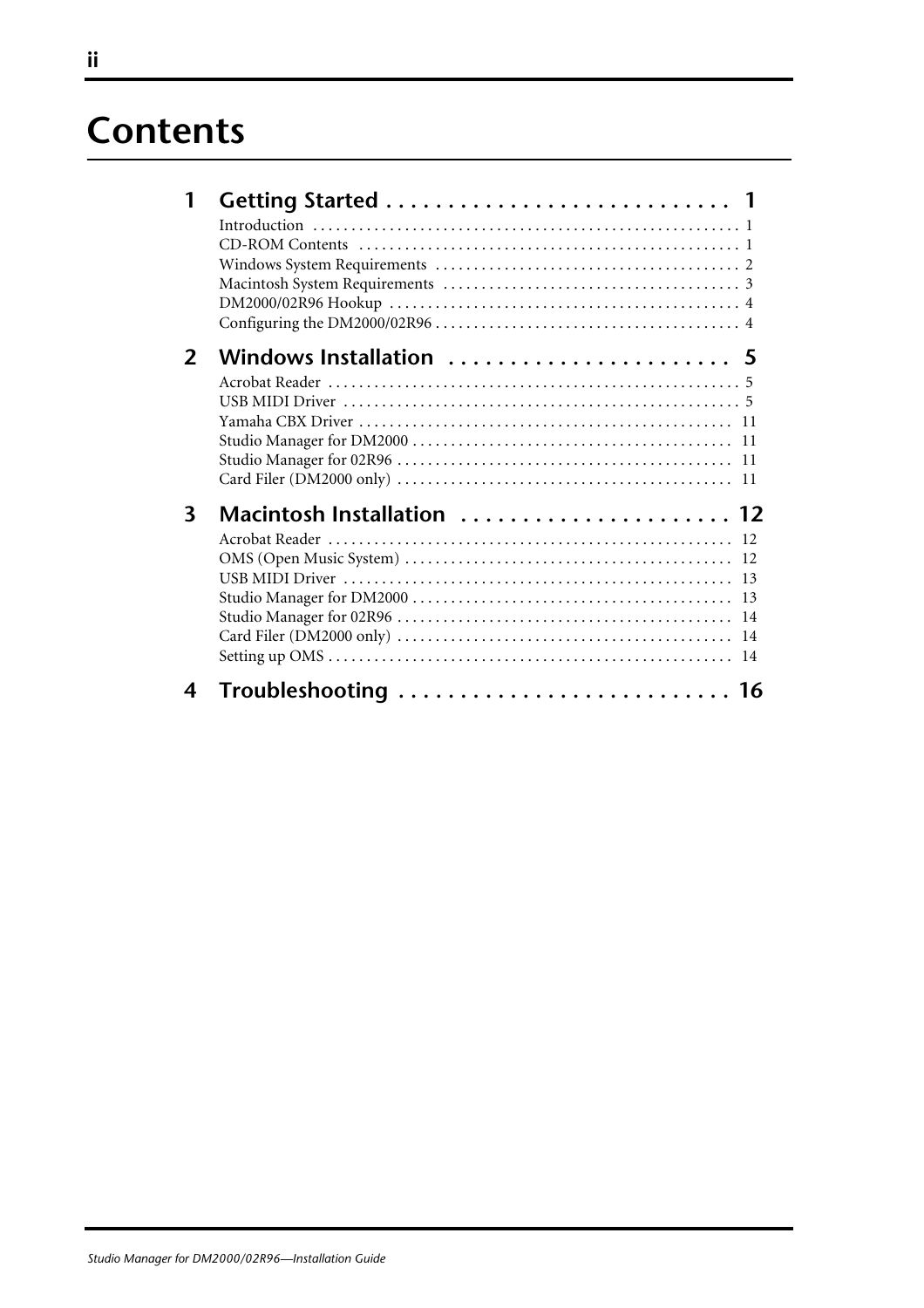# Contents

**1 Getting Started . . . . . . . . . . . . . . . . . . . . . . . . . . . 1**

- Introduction . . . . . . . . . . . . . . . . . . . . . . . . . . . . . . . . . . . . . . . . . . . . . . . . . . . . . 1
- CD-ROM Contents . . . . . . . . . . . . . . . . . . . . . . . . . . . . . . . . . . . . . . . . . . . . . . . . . 1
- Windows System Requirements . . . . . . . . . . . . . . . . . . . . . . . . . . . . . . . . . . . . . . . 2
- Macintosh System Requirements . . . . . . . . . . . . . . . . . . . . . . . . . . . . . . . . . . . . . . 3
- DM2000/02R96 Hookup . . . . . . . . . . . . . . . . . . . . . . . . . . . . . . . . . . . . . . . . . . . . . 4
- Configuring the DM2000/02R96 . . . . . . . . . . . . . . . . . . . . . . . . . . . . . . . . . . . . . . . 4

**2 Windows Installation . . . . . . . . . . . . . . . . . . . . . . . 5**

- Acrobat Reader . . . . . . . . . . . . . . . . . . . . . . . . . . . . . . . . . . . . . . . . . . . . . . . . . . . . 5
- USB MIDI Driver . . . . . . . . . . . . . . . . . . . . . . . . . . . . . . . . . . . . . . . . . . . . . . . . . . . 5
- Yamaha CBX Driver . . . . . . . . . . . . . . . . . . . . . . . . . . . . . . . . . . . . . . . . . . . . . . . . 11
- Studio Manager for DM2000 . . . . . . . . . . . . . . . . . . . . . . . . . . . . . . . . . . . . . . . . . 11
- Studio Manager for 02R96 . . . . . . . . . . . . . . . . . . . . . . . . . . . . . . . . . . . . . . . . . . . 11
- Card Filer (DM2000 only) . . . . . . . . . . . . . . . . . . . . . . . . . . . . . . . . . . . . . . . . . . . 11

**3 Macintosh Installation . . . . . . . . . . . . . . . . . . . . . . 12**

- Acrobat Reader . . . . . . . . . . . . . . . . . . . . . . . . . . . . . . . . . . . . . . . . . . . . . . . . . . . 12
- OMS (Open Music System) . . . . . . . . . . . . . . . . . . . . . . . . . . . . . . . . . . . . . . . . . . 12
- USB MIDI Driver . . . . . . . . . . . . . . . . . . . . . . . . . . . . . . . . . . . . . . . . . . . . . . . . . . 13
- Studio Manager for DM2000 . . . . . . . . . . . . . . . . . . . . . . . . . . . . . . . . . . . . . . . . . 13
- Studio Manager for 02R96 . . . . . . . . . . . . . . . . . . . . . . . . . . . . . . . . . . . . . . . . . . . 14
- Card Filer (DM2000 only) . . . . . . . . . . . . . . . . . . . . . . . . . . . . . . . . . . . . . . . . . . . 14
- Setting up OMS . . . . . . . . . . . . . . . . . . . . . . . . . . . . . . . . . . . . . . . . . . . . . . . . . . . 14

**4 Troubleshooting . . . . . . . . . . . . . . . . . . . . . . . . . . . 16**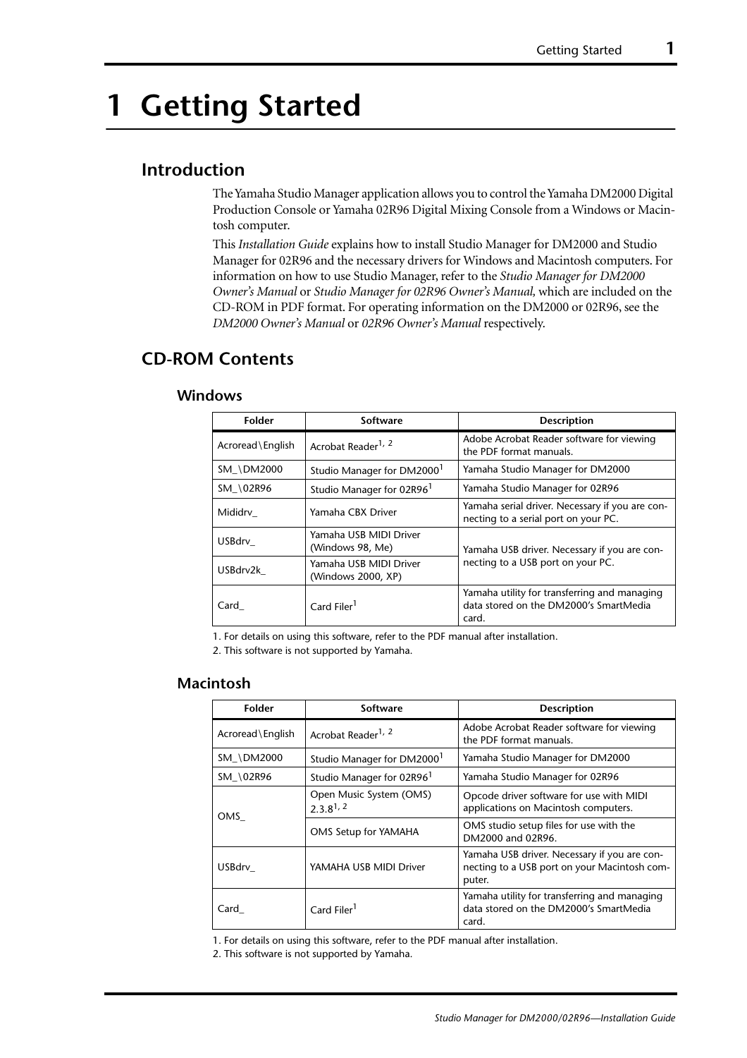# 1 Getting Started

## Introduction

The Yamaha Studio Manager application allows you to control the Yamaha DM2000 Digital Production Console or Yamaha 02R96 Digital Mixing Console from a Windows or Macintosh computer.

This *Installation Guide* explains how to install Studio Manager for DM2000 and Studio Manager for 02R96 and the necessary drivers for Windows and Macintosh computers. For information on how to use Studio Manager, refer to the *Studio Manager for DM2000 Owner's Manual* or *Studio Manager for 02R96 Owner's Manual*, which are included on the CD-ROM in PDF format. For operating information on the DM2000 or 02R96, see the *DM2000 Owner's Manual* or *02R96 Owner's Manual* respectively.

## CD-ROM Contents

### Windows

| Folder | Software | Description |
|---|---|---|
| Acroread\English | Acrobat Reader[1, 2] | Adobe Acrobat Reader software for viewing the PDF format manuals. |
| SM_\DM2000 | Studio Manager for DM2000[1] | Yamaha Studio Manager for DM2000 |
| SM_\02R96 | Studio Manager for 02R96[1] | Yamaha Studio Manager for 02R96 |
| Mididrv_ | Yamaha CBX Driver | Yamaha serial driver. Necessary if you are connecting to a serial port on your PC. |
| USBdrv_ | Yamaha USB MIDI Driver (Windows 98, Me) | Yamaha USB driver. Necessary if you are connecting to a USB port on your PC. |
| USBdrv2k_ | Yamaha USB MIDI Driver (Windows 2000, XP) | |
| Card_ | Card Filer[1] | Yamaha utility for transferring and managing data stored on the DM2000's SmartMedia card. |

1. For details on using this software, refer to the PDF manual after installation.
2. This software is not supported by Yamaha.

### Macintosh

| Folder | Software | Description |
|---|---|---|
| Acroread\English | Acrobat Reader[1, 2] | Adobe Acrobat Reader software for viewing the PDF format manuals. |
| SM_\DM2000 | Studio Manager for DM2000[1] | Yamaha Studio Manager for DM2000 |
| SM_\02R96 | Studio Manager for 02R96[1] | Yamaha Studio Manager for 02R96 |
| OMS_ | Open Music System (OMS) 2.3.8[1, 2] | Opcode driver software for use with MIDI applications on Macintosh computers. |
| | OMS Setup for YAMAHA | OMS studio setup files for use with the DM2000 and 02R96. |
| USBdrv_ | YAMAHA USB MIDI Driver | Yamaha USB driver. Necessary if you are connecting to a USB port on your Macintosh computer. |
| Card_ | Card Filer[1] | Yamaha utility for transferring and managing data stored on the DM2000's SmartMedia card. |

1. For details on using this software, refer to the PDF manual after installation.
2. This software is not supported by Yamaha.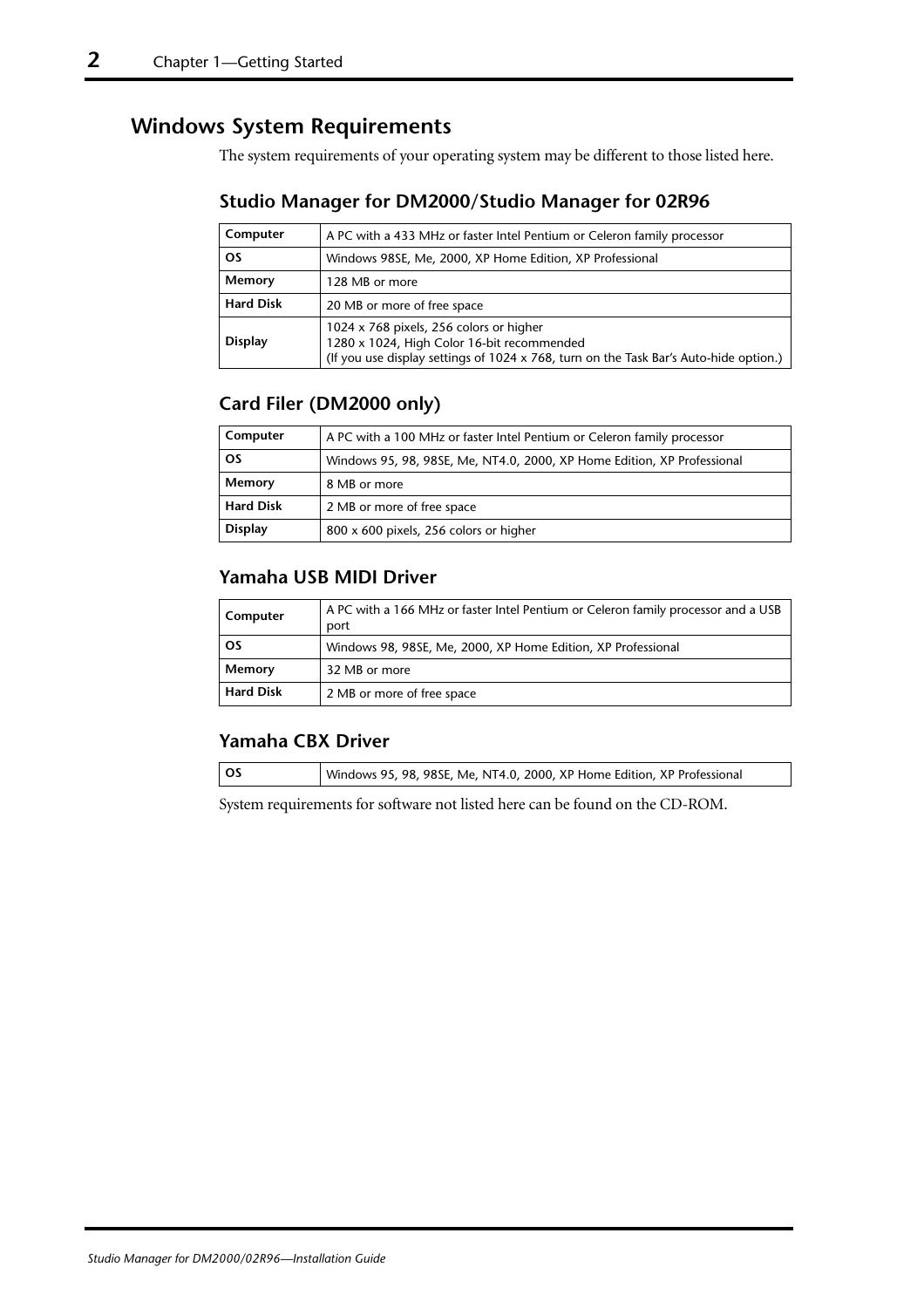## Windows System Requirements

The system requirements of your operating system may be different to those listed here.

### Studio Manager for DM2000/Studio Manager for 02R96

| | |
|---|---|
| **Computer** | A PC with a 433 MHz or faster Intel Pentium or Celeron family processor |
| **OS** | Windows 98SE, Me, 2000, XP Home Edition, XP Professional |
| **Memory** | 128 MB or more |
| **Hard Disk** | 20 MB or more of free space |
| **Display** | 1024 x 768 pixels, 256 colors or higher<br>1280 x 1024, High Color 16-bit recommended<br>(If you use display settings of 1024 x 768, turn on the Task Bar's Auto-hide option.) |

### Card Filer (DM2000 only)

| | |
|---|---|
| **Computer** | A PC with a 100 MHz or faster Intel Pentium or Celeron family processor |
| **OS** | Windows 95, 98, 98SE, Me, NT4.0, 2000, XP Home Edition, XP Professional |
| **Memory** | 8 MB or more |
| **Hard Disk** | 2 MB or more of free space |
| **Display** | 800 x 600 pixels, 256 colors or higher |

### Yamaha USB MIDI Driver

| | |
|---|---|
| **Computer** | A PC with a 166 MHz or faster Intel Pentium or Celeron family processor and a USB port |
| **OS** | Windows 98, 98SE, Me, 2000, XP Home Edition, XP Professional |
| **Memory** | 32 MB or more |
| **Hard Disk** | 2 MB or more of free space |

### Yamaha CBX Driver

| | |
|---|---|
| **OS** | Windows 95, 98, 98SE, Me, NT4.0, 2000, XP Home Edition, XP Professional |

System requirements for software not listed here can be found on the CD-ROM.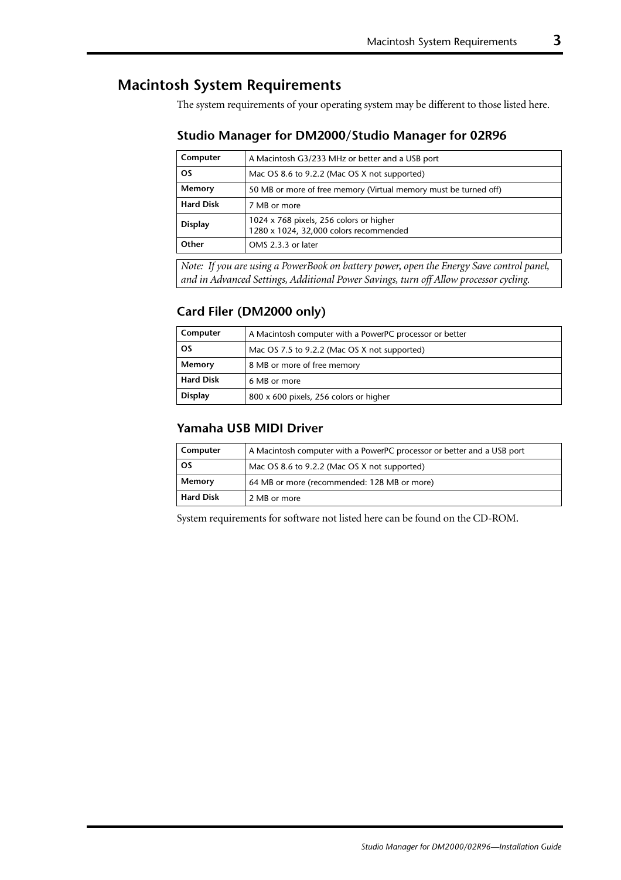# Macintosh System Requirements

The system requirements of your operating system may be different to those listed here.

## Studio Manager for DM2000/Studio Manager for 02R96

| | |
|---|---|
| **Computer** | A Macintosh G3/233 MHz or better and a USB port |
| **OS** | Mac OS 8.6 to 9.2.2 (Mac OS X not supported) |
| **Memory** | 50 MB or more of free memory (Virtual memory must be turned off) |
| **Hard Disk** | 7 MB or more |
| **Display** | 1024 x 768 pixels, 256 colors or higher<br>1280 x 1024, 32,000 colors recommended |
| **Other** | OMS 2.3.3 or later |

*Note: If you are using a PowerBook on battery power, open the Energy Save control panel, and in Advanced Settings, Additional Power Savings, turn off Allow processor cycling.*

## Card Filer (DM2000 only)

| | |
|---|---|
| **Computer** | A Macintosh computer with a PowerPC processor or better |
| **OS** | Mac OS 7.5 to 9.2.2 (Mac OS X not supported) |
| **Memory** | 8 MB or more of free memory |
| **Hard Disk** | 6 MB or more |
| **Display** | 800 x 600 pixels, 256 colors or higher |

## Yamaha USB MIDI Driver

| | |
|---|---|
| **Computer** | A Macintosh computer with a PowerPC processor or better and a USB port |
| **OS** | Mac OS 8.6 to 9.2.2 (Mac OS X not supported) |
| **Memory** | 64 MB or more (recommended: 128 MB or more) |
| **Hard Disk** | 2 MB or more |

System requirements for software not listed here can be found on the CD-ROM.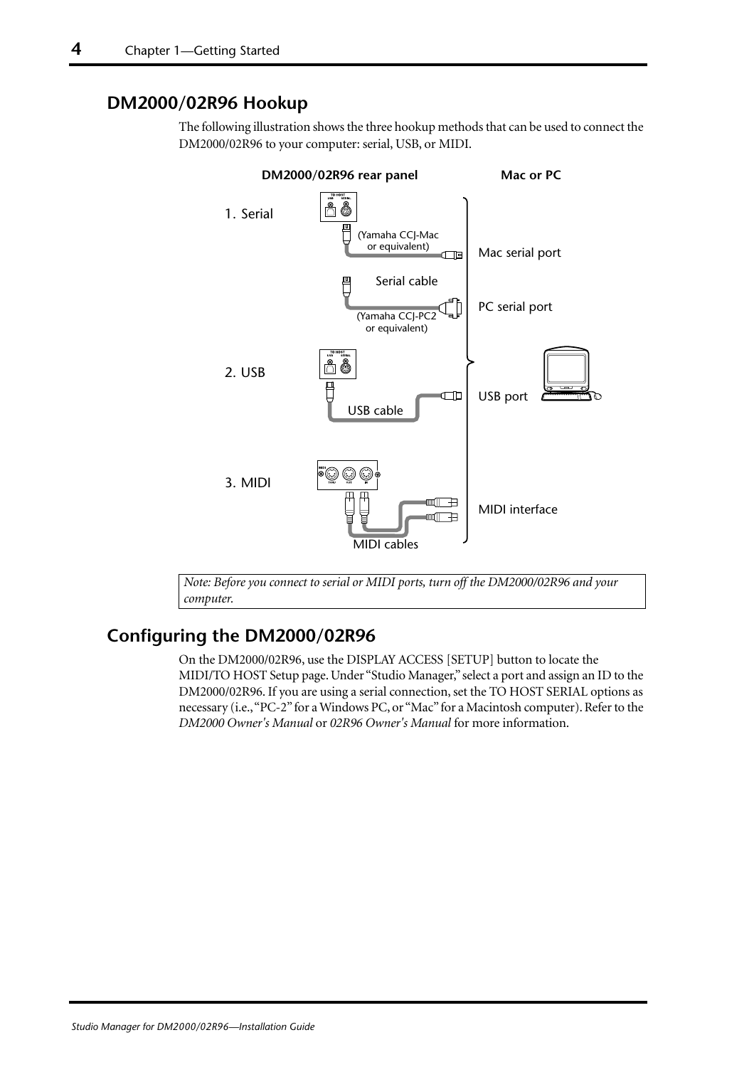## DM2000/02R96 Hookup

The following illustration shows the three hookup methods that can be used to connect the DM2000/02R96 to your computer: serial, USB, or MIDI.

DM2000/02R96 rear panel

Mac or PC

1. Serial

(Yamaha CCJ-Mac or equivalent)

Mac serial port

Serial cable

PC serial port

(Yamaha CCJ-PC2 or equivalent)

2. USB

USB cable

USB port

3. MIDI

MIDI interface

MIDI cables

*Note: Before you connect to serial or MIDI ports, turn off the DM2000/02R96 and your computer.*

## Configuring the DM2000/02R96

On the DM2000/02R96, use the DISPLAY ACCESS [SETUP] button to locate the MIDI/TO HOST Setup page. Under "Studio Manager," select a port and assign an ID to the DM2000/02R96. If you are using a serial connection, set the TO HOST SERIAL options as necessary (i.e., "PC-2" for a Windows PC, or "Mac" for a Macintosh computer). Refer to the *DM2000 Owner's Manual* or *02R96 Owner's Manual* for more information.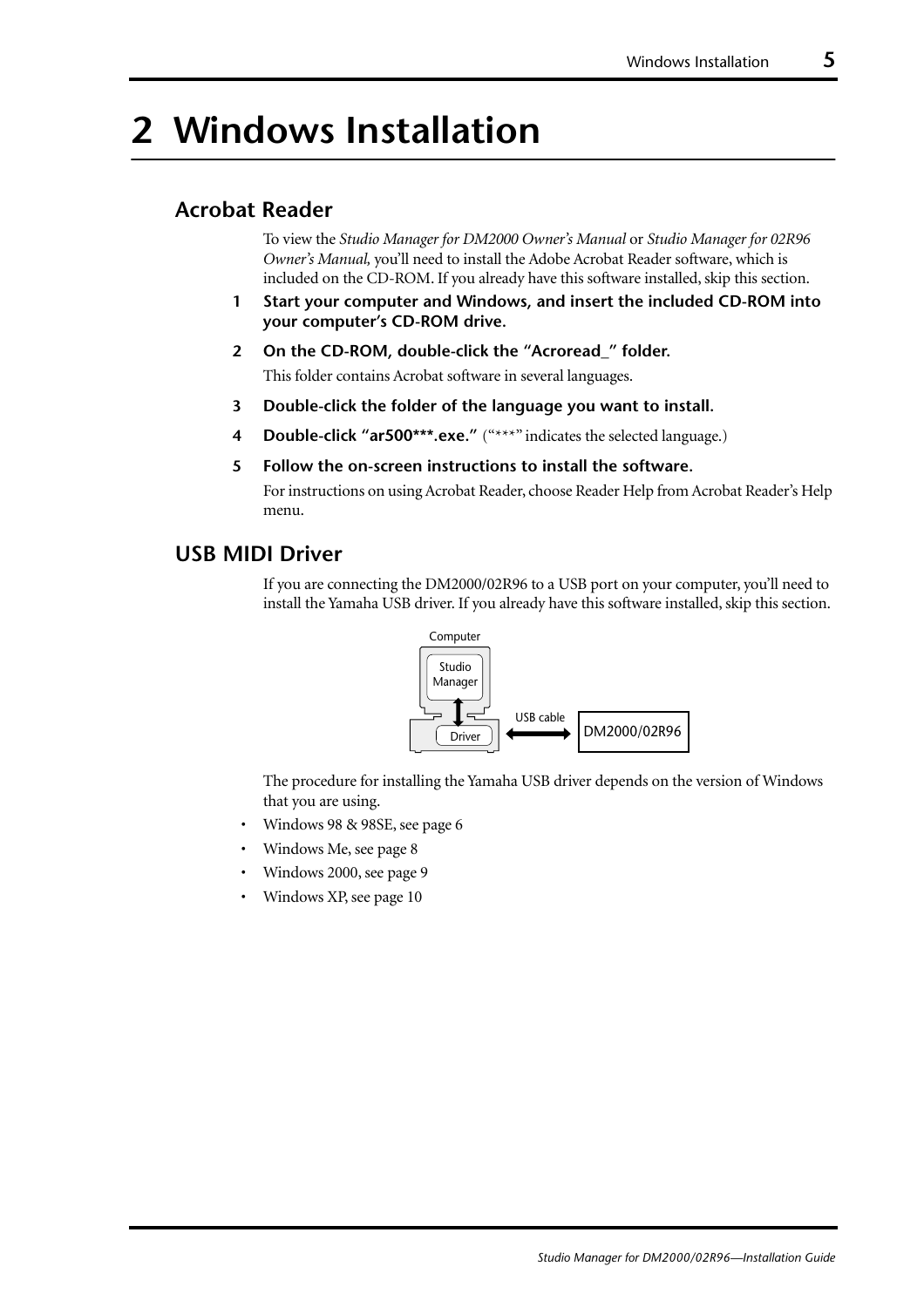# 2 Windows Installation

## Acrobat Reader

To view the *Studio Manager for DM2000 Owner's Manual* or *Studio Manager for 02R96 Owner's Manual*, you'll need to install the Adobe Acrobat Reader software, which is included on the CD-ROM. If you already have this software installed, skip this section.

1. **Start your computer and Windows, and insert the included CD-ROM into your computer's CD-ROM drive.**
2. **On the CD-ROM, double-click the "Acroread_" folder.**
   This folder contains Acrobat software in several languages.
3. **Double-click the folder of the language you want to install.**
4. **Double-click "ar500***.exe."** ("***" indicates the selected language.)
5. **Follow the on-screen instructions to install the software.**
   For instructions on using Acrobat Reader, choose Reader Help from Acrobat Reader's Help menu.

## USB MIDI Driver

If you are connecting the DM2000/02R96 to a USB port on your computer, you'll need to install the Yamaha USB driver. If you already have this software installed, skip this section.

Computer — Studio Manager — Driver — USB cable — DM2000/02R96

The procedure for installing the Yamaha USB driver depends on the version of Windows that you are using.

- Windows 98 & 98SE, see page 6
- Windows Me, see page 8
- Windows 2000, see page 9
- Windows XP, see page 10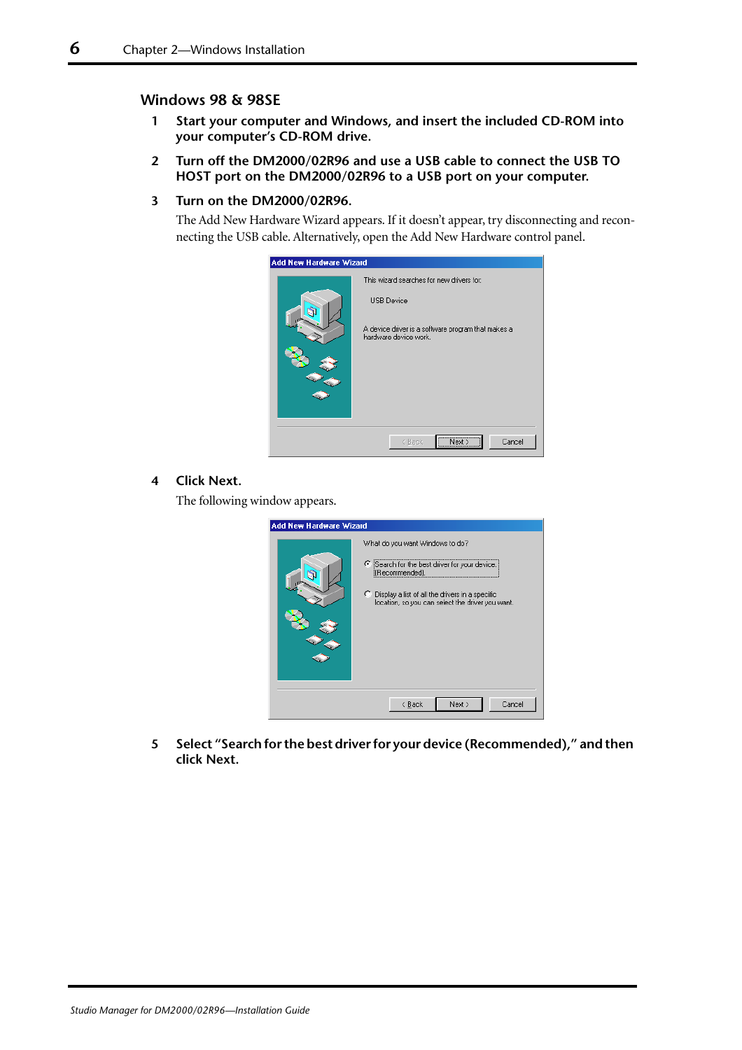### Windows 98 & 98SE

1. **Start your computer and Windows, and insert the included CD-ROM into your computer's CD-ROM drive.**

2. **Turn off the DM2000/02R96 and use a USB cable to connect the USB TO HOST port on the DM2000/02R96 to a USB port on your computer.**

3. **Turn on the DM2000/02R96.**

   The Add New Hardware Wizard appears. If it doesn't appear, try disconnecting and reconnecting the USB cable. Alternatively, open the Add New Hardware control panel.

4. **Click Next.**

   The following window appears.

5. **Select "Search for the best driver for your device (Recommended)," and then click Next.**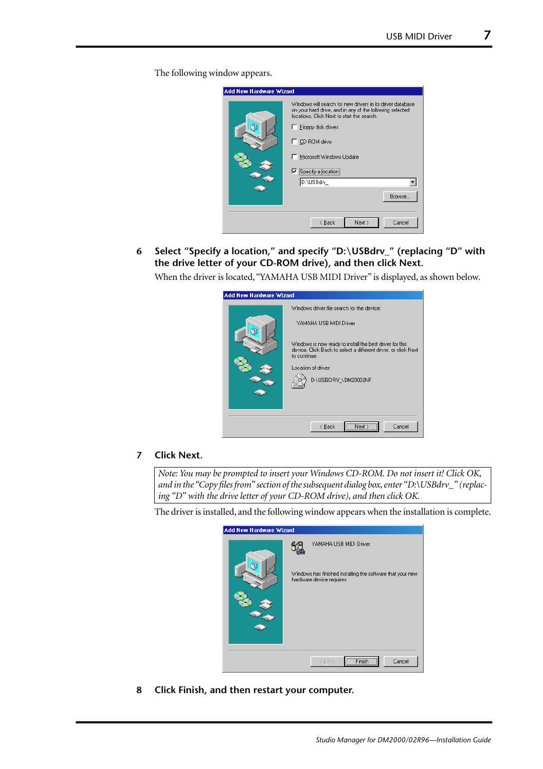The following window appears.

6 **Select "Specify a location," and specify "D:\USBdrv_" (replacing "D" with the drive letter of your CD-ROM drive), and then click Next.**

When the driver is located, "YAMAHA USB MIDI Driver" is displayed, as shown below.

7 **Click Next.**

> *Note: You may be prompted to insert your Windows CD-ROM. Do not insert it! Click OK, and in the "Copy files from" section of the subsequent dialog box, enter "D:\USBdrv_" (replacing "D" with the drive letter of your CD-ROM drive), and then click OK.*

The driver is installed, and the following window appears when the installation is complete.

8 **Click Finish, and then restart your computer.**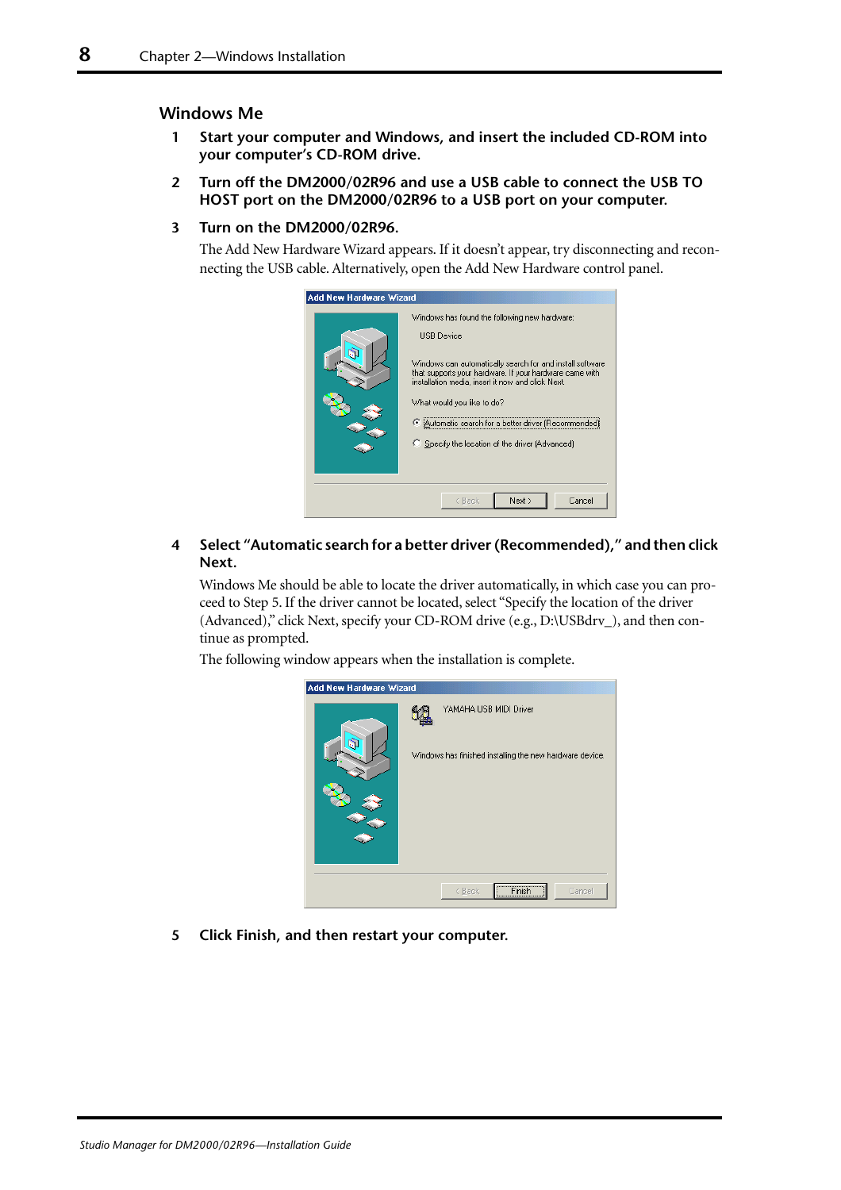## Windows Me

1. **Start your computer and Windows, and insert the included CD-ROM into your computer's CD-ROM drive.**

2. **Turn off the DM2000/02R96 and use a USB cable to connect the USB TO HOST port on the DM2000/02R96 to a USB port on your computer.**

3. **Turn on the DM2000/02R96.**

   The Add New Hardware Wizard appears. If it doesn't appear, try disconnecting and reconnecting the USB cable. Alternatively, open the Add New Hardware control panel.

4. **Select "Automatic search for a better driver (Recommended)," and then click Next.**

   Windows Me should be able to locate the driver automatically, in which case you can proceed to Step 5. If the driver cannot be located, select "Specify the location of the driver (Advanced)," click Next, specify your CD-ROM drive (e.g., D:\USBdrv_), and then continue as prompted.

   The following window appears when the installation is complete.

5. **Click Finish, and then restart your computer.**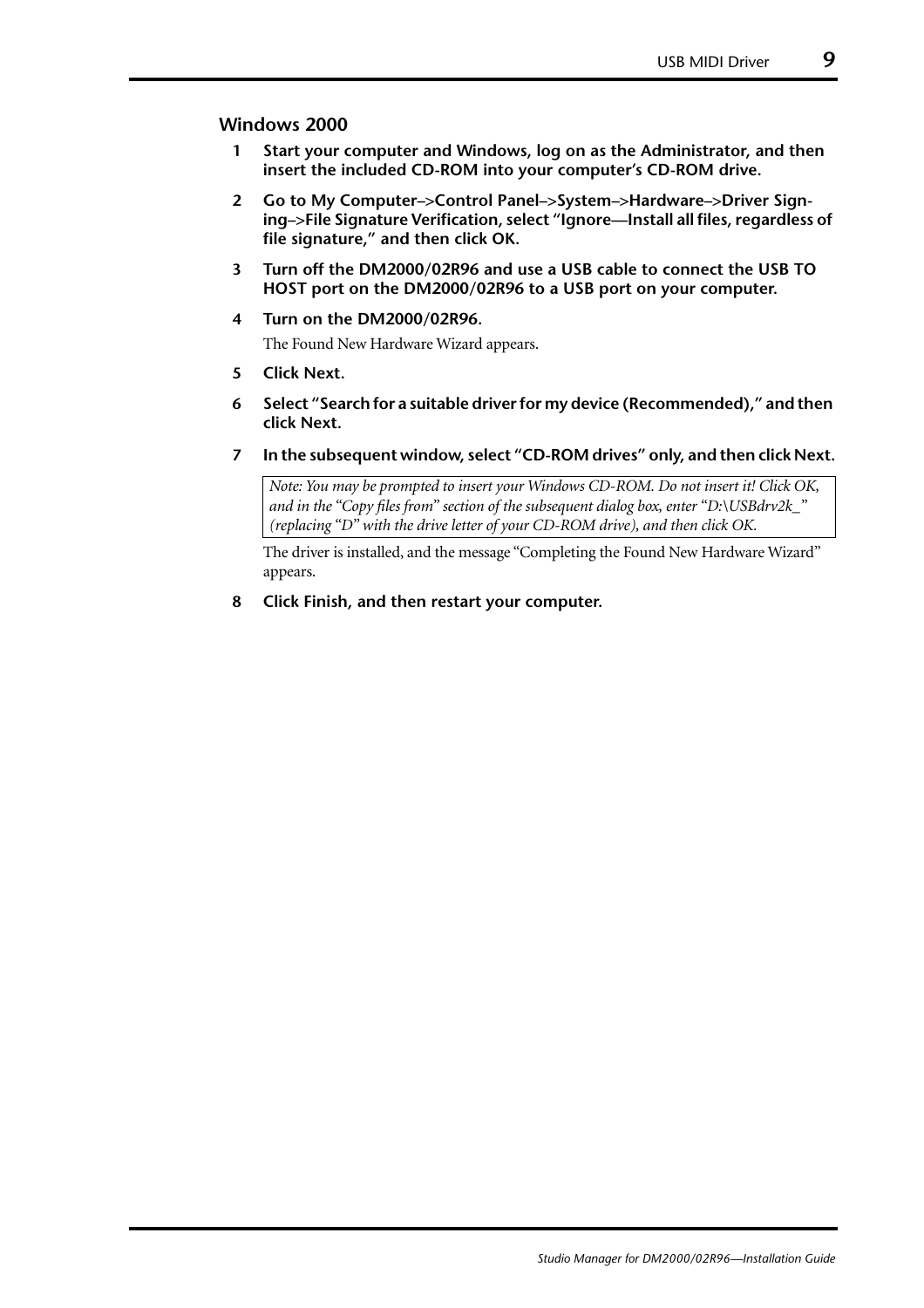### Windows 2000

1. **Start your computer and Windows, log on as the Administrator, and then insert the included CD-ROM into your computer's CD-ROM drive.**

2. **Go to My Computer–>Control Panel–>System–>Hardware–>Driver Signing–>File Signature Verification, select "Ignore—Install all files, regardless of file signature," and then click OK.**

3. **Turn off the DM2000/02R96 and use a USB cable to connect the USB TO HOST port on the DM2000/02R96 to a USB port on your computer.**

4. **Turn on the DM2000/02R96.**

   The Found New Hardware Wizard appears.

5. **Click Next.**

6. **Select "Search for a suitable driver for my device (Recommended)," and then click Next.**

7. **In the subsequent window, select "CD-ROM drives" only, and then click Next.**

   *Note: You may be prompted to insert your Windows CD-ROM. Do not insert it! Click OK, and in the "Copy files from" section of the subsequent dialog box, enter "D:\USBdrv2k_" (replacing "D" with the drive letter of your CD-ROM drive), and then click OK.*

   The driver is installed, and the message "Completing the Found New Hardware Wizard" appears.

8. **Click Finish, and then restart your computer.**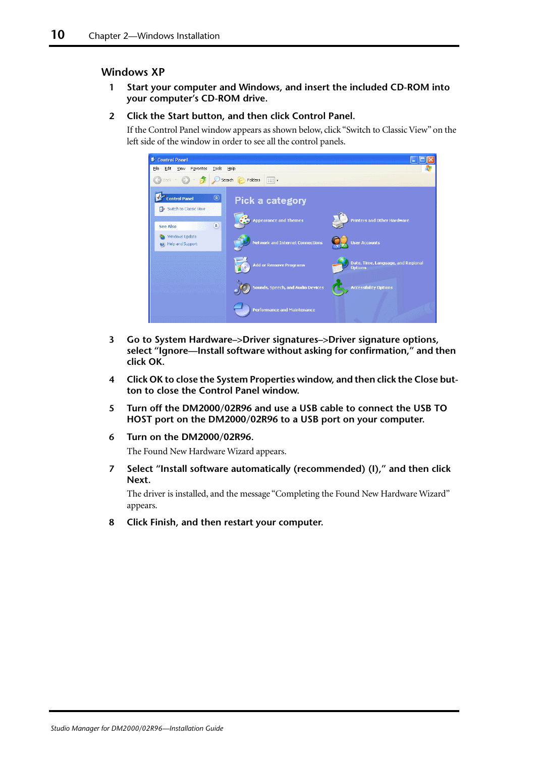## Windows XP

1. **Start your computer and Windows, and insert the included CD-ROM into your computer's CD-ROM drive.**

2. **Click the Start button, and then click Control Panel.**

   If the Control Panel window appears as shown below, click "Switch to Classic View" on the left side of the window in order to see all the control panels.

3. **Go to System Hardware–>Driver signatures–>Driver signature options, select "Ignore—Install software without asking for confirmation," and then click OK.**

4. **Click OK to close the System Properties window, and then click the Close button to close the Control Panel window.**

5. **Turn off the DM2000/02R96 and use a USB cable to connect the USB TO HOST port on the DM2000/02R96 to a USB port on your computer.**

6. **Turn on the DM2000/02R96.**

   The Found New Hardware Wizard appears.

7. **Select "Install software automatically (recommended) (I)," and then click Next.**

   The driver is installed, and the message "Completing the Found New Hardware Wizard" appears.

8. **Click Finish, and then restart your computer.**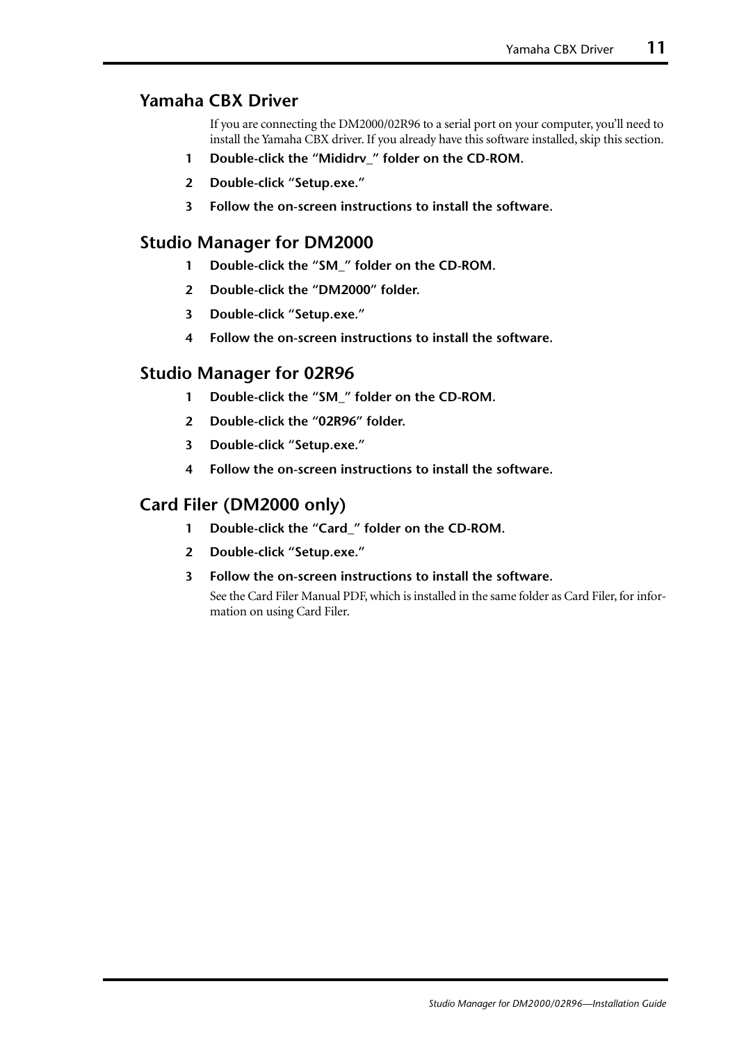## Yamaha CBX Driver

If you are connecting the DM2000/02R96 to a serial port on your computer, you'll need to install the Yamaha CBX driver. If you already have this software installed, skip this section.

1. **Double-click the "Mididrv_" folder on the CD-ROM.**
2. **Double-click "Setup.exe."**
3. **Follow the on-screen instructions to install the software.**

## Studio Manager for DM2000

1. **Double-click the "SM_" folder on the CD-ROM.**
2. **Double-click the "DM2000" folder.**
3. **Double-click "Setup.exe."**
4. **Follow the on-screen instructions to install the software.**

## Studio Manager for 02R96

1. **Double-click the "SM_" folder on the CD-ROM.**
2. **Double-click the "02R96" folder.**
3. **Double-click "Setup.exe."**
4. **Follow the on-screen instructions to install the software.**

## Card Filer (DM2000 only)

1. **Double-click the "Card_" folder on the CD-ROM.**
2. **Double-click "Setup.exe."**
3. **Follow the on-screen instructions to install the software.**

   See the Card Filer Manual PDF, which is installed in the same folder as Card Filer, for information on using Card Filer.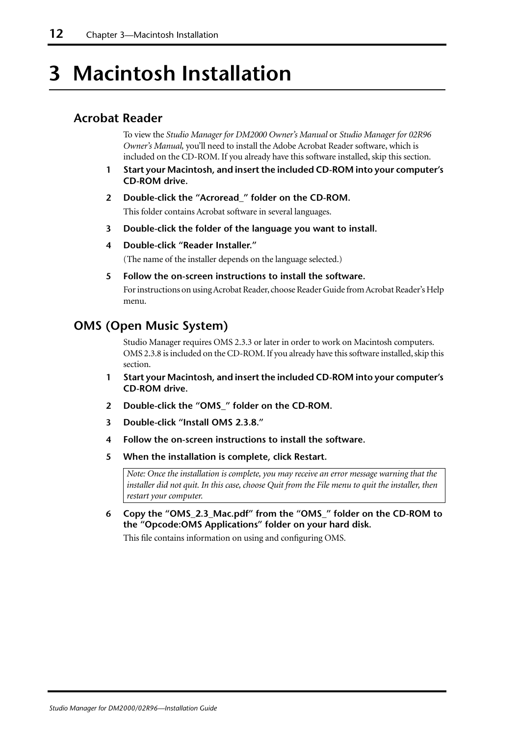# 3 Macintosh Installation

## Acrobat Reader

To view the *Studio Manager for DM2000 Owner's Manual* or *Studio Manager for 02R96 Owner's Manual*, you'll need to install the Adobe Acrobat Reader software, which is included on the CD-ROM. If you already have this software installed, skip this section.

1. **Start your Macintosh, and insert the included CD-ROM into your computer's CD-ROM drive.**
2. **Double-click the "Acroread_" folder on the CD-ROM.**

   This folder contains Acrobat software in several languages.
3. **Double-click the folder of the language you want to install.**
4. **Double-click "Reader Installer."**

   (The name of the installer depends on the language selected.)
5. **Follow the on-screen instructions to install the software.**

   For instructions on using Acrobat Reader, choose Reader Guide from Acrobat Reader's Help menu.

## OMS (Open Music System)

Studio Manager requires OMS 2.3.3 or later in order to work on Macintosh computers. OMS 2.3.8 is included on the CD-ROM. If you already have this software installed, skip this section.

1. **Start your Macintosh, and insert the included CD-ROM into your computer's CD-ROM drive.**
2. **Double-click the "OMS_" folder on the CD-ROM.**
3. **Double-click "Install OMS 2.3.8."**
4. **Follow the on-screen instructions to install the software.**
5. **When the installation is complete, click Restart.**

   *Note: Once the installation is complete, you may receive an error message warning that the installer did not quit. In this case, choose Quit from the File menu to quit the installer, then restart your computer.*
6. **Copy the "OMS_2.3_Mac.pdf" from the "OMS_" folder on the CD-ROM to the "Opcode:OMS Applications" folder on your hard disk.**

   This file contains information on using and configuring OMS.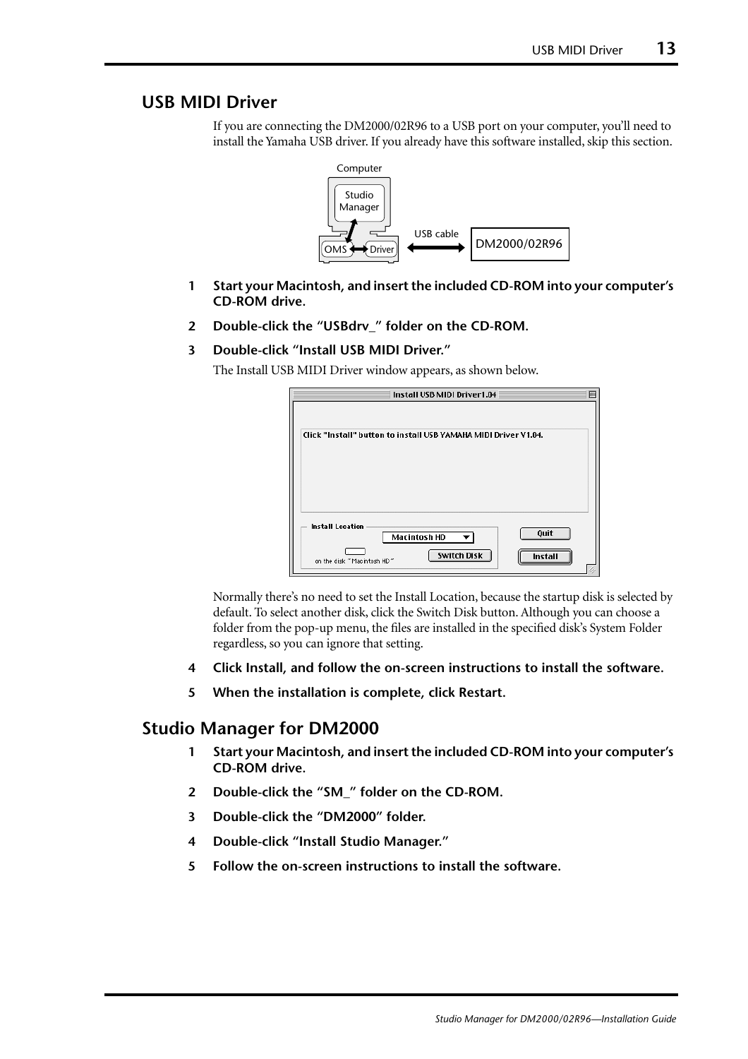## USB MIDI Driver

If you are connecting the DM2000/02R96 to a USB port on your computer, you'll need to install the Yamaha USB driver. If you already have this software installed, skip this section.

1 **Start your Macintosh, and insert the included CD-ROM into your computer's CD-ROM drive.**

2 **Double-click the "USBdrv_" folder on the CD-ROM.**

3 **Double-click "Install USB MIDI Driver."**

The Install USB MIDI Driver window appears, as shown below.

Normally there's no need to set the Install Location, because the startup disk is selected by default. To select another disk, click the Switch Disk button. Although you can choose a folder from the pop-up menu, the files are installed in the specified disk's System Folder regardless, so you can ignore that setting.

4 **Click Install, and follow the on-screen instructions to install the software.**

5 **When the installation is complete, click Restart.**

## Studio Manager for DM2000

1 **Start your Macintosh, and insert the included CD-ROM into your computer's CD-ROM drive.**

2 **Double-click the "SM_" folder on the CD-ROM.**

3 **Double-click the "DM2000" folder.**

4 **Double-click "Install Studio Manager."**

5 **Follow the on-screen instructions to install the software.**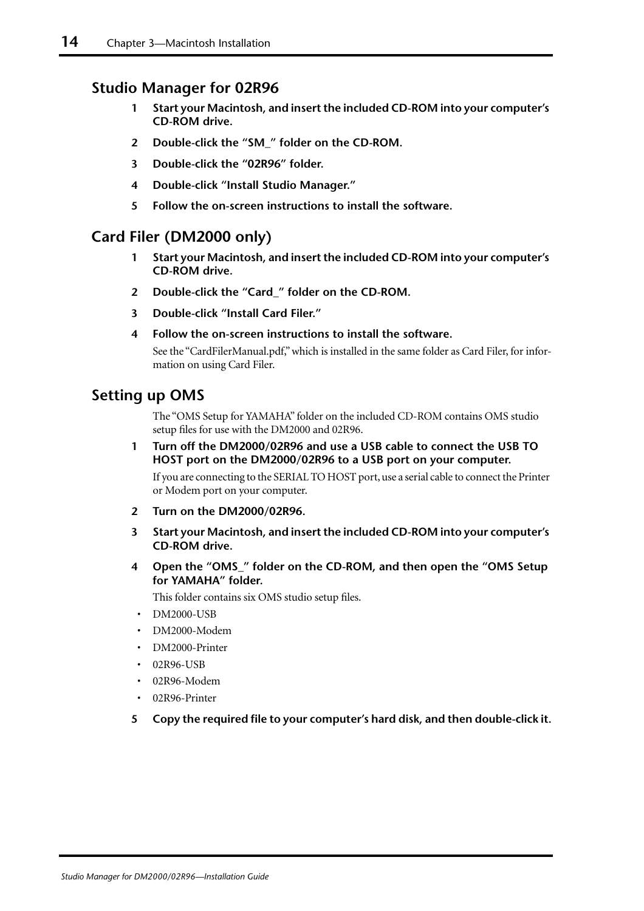## Studio Manager for 02R96

1. **Start your Macintosh, and insert the included CD-ROM into your computer's CD-ROM drive.**
2. **Double-click the "SM_" folder on the CD-ROM.**
3. **Double-click the "02R96" folder.**
4. **Double-click "Install Studio Manager."**
5. **Follow the on-screen instructions to install the software.**

## Card Filer (DM2000 only)

1. **Start your Macintosh, and insert the included CD-ROM into your computer's CD-ROM drive.**
2. **Double-click the "Card_" folder on the CD-ROM.**
3. **Double-click "Install Card Filer."**
4. **Follow the on-screen instructions to install the software.**

   See the "CardFilerManual.pdf," which is installed in the same folder as Card Filer, for information on using Card Filer.

## Setting up OMS

The "OMS Setup for YAMAHA" folder on the included CD-ROM contains OMS studio setup files for use with the DM2000 and 02R96.

1. **Turn off the DM2000/02R96 and use a USB cable to connect the USB TO HOST port on the DM2000/02R96 to a USB port on your computer.**

   If you are connecting to the SERIAL TO HOST port, use a serial cable to connect the Printer or Modem port on your computer.

2. **Turn on the DM2000/02R96.**
3. **Start your Macintosh, and insert the included CD-ROM into your computer's CD-ROM drive.**
4. **Open the "OMS_" folder on the CD-ROM, and then open the "OMS Setup for YAMAHA" folder.**

   This folder contains six OMS studio setup files.

- DM2000-USB
- DM2000-Modem
- DM2000-Printer
- 02R96-USB
- 02R96-Modem
- 02R96-Printer

5. **Copy the required file to your computer's hard disk, and then double-click it.**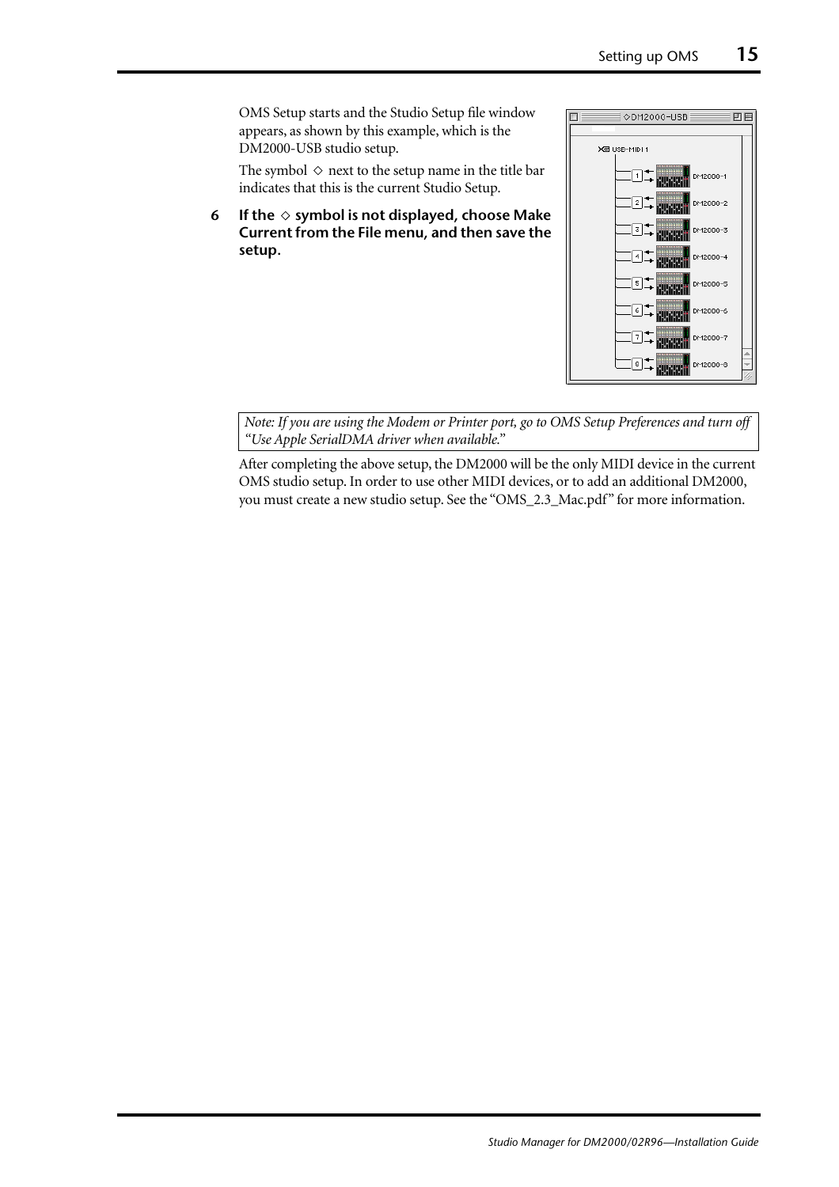OMS Setup starts and the Studio Setup file window appears, as shown by this example, which is the DM2000-USB studio setup.

The symbol ◇ next to the setup name in the title bar indicates that this is the current Studio Setup.

**6 If the ◇ symbol is not displayed, choose Make Current from the File menu, and then save the setup.**

*Note: If you are using the Modem or Printer port, go to OMS Setup Preferences and turn off "Use Apple SerialDMA driver when available."*

After completing the above setup, the DM2000 will be the only MIDI device in the current OMS studio setup. In order to use other MIDI devices, or to add an additional DM2000, you must create a new studio setup. See the "OMS_2.3_Mac.pdf" for more information.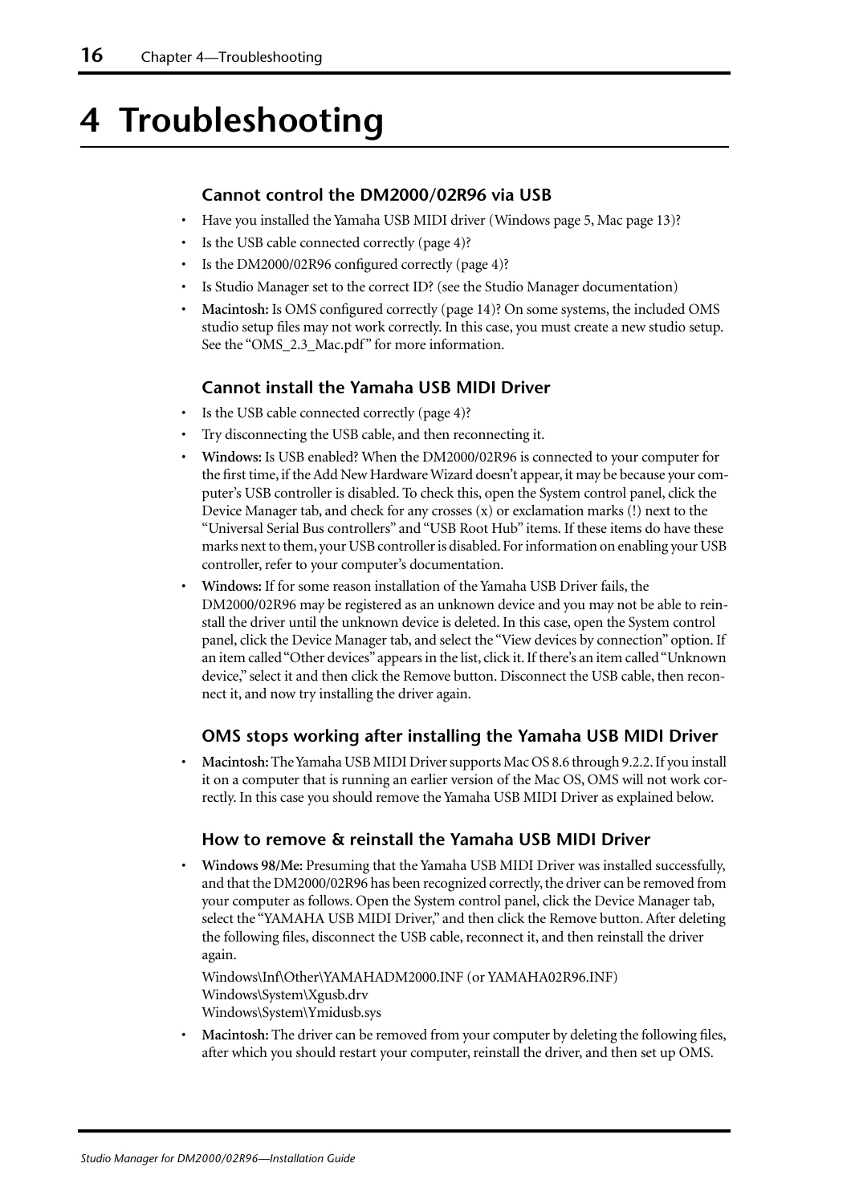# 4 Troubleshooting

### Cannot control the DM2000/02R96 via USB

- Have you installed the Yamaha USB MIDI driver (Windows page 5, Mac page 13)?
- Is the USB cable connected correctly (page 4)?
- Is the DM2000/02R96 configured correctly (page 4)?
- Is Studio Manager set to the correct ID? (see the Studio Manager documentation)
- **Macintosh:** Is OMS configured correctly (page 14)? On some systems, the included OMS studio setup files may not work correctly. In this case, you must create a new studio setup. See the "OMS_2.3_Mac.pdf" for more information.

### Cannot install the Yamaha USB MIDI Driver

- Is the USB cable connected correctly (page 4)?
- Try disconnecting the USB cable, and then reconnecting it.
- **Windows:** Is USB enabled? When the DM2000/02R96 is connected to your computer for the first time, if the Add New Hardware Wizard doesn't appear, it may be because your computer's USB controller is disabled. To check this, open the System control panel, click the Device Manager tab, and check for any crosses (x) or exclamation marks (!) next to the "Universal Serial Bus controllers" and "USB Root Hub" items. If these items do have these marks next to them, your USB controller is disabled. For information on enabling your USB controller, refer to your computer's documentation.
- **Windows:** If for some reason installation of the Yamaha USB Driver fails, the DM2000/02R96 may be registered as an unknown device and you may not be able to reinstall the driver until the unknown device is deleted. In this case, open the System control panel, click the Device Manager tab, and select the "View devices by connection" option. If an item called "Other devices" appears in the list, click it. If there's an item called "Unknown device," select it and then click the Remove button. Disconnect the USB cable, then reconnect it, and now try installing the driver again.

### OMS stops working after installing the Yamaha USB MIDI Driver

- **Macintosh:** The Yamaha USB MIDI Driver supports Mac OS 8.6 through 9.2.2. If you install it on a computer that is running an earlier version of the Mac OS, OMS will not work correctly. In this case you should remove the Yamaha USB MIDI Driver as explained below.

### How to remove & reinstall the Yamaha USB MIDI Driver

- **Windows 98/Me:** Presuming that the Yamaha USB MIDI Driver was installed successfully, and that the DM2000/02R96 has been recognized correctly, the driver can be removed from your computer as follows. Open the System control panel, click the Device Manager tab, select the "YAMAHA USB MIDI Driver," and then click the Remove button. After deleting the following files, disconnect the USB cable, reconnect it, and then reinstall the driver again.

  Windows\Inf\Other\YAMAHADM2000.INF (or YAMAHA02R96.INF)
  Windows\System\Xgusb.drv
  Windows\System\Ymidusb.sys

- **Macintosh:** The driver can be removed from your computer by deleting the following files, after which you should restart your computer, reinstall the driver, and then set up OMS.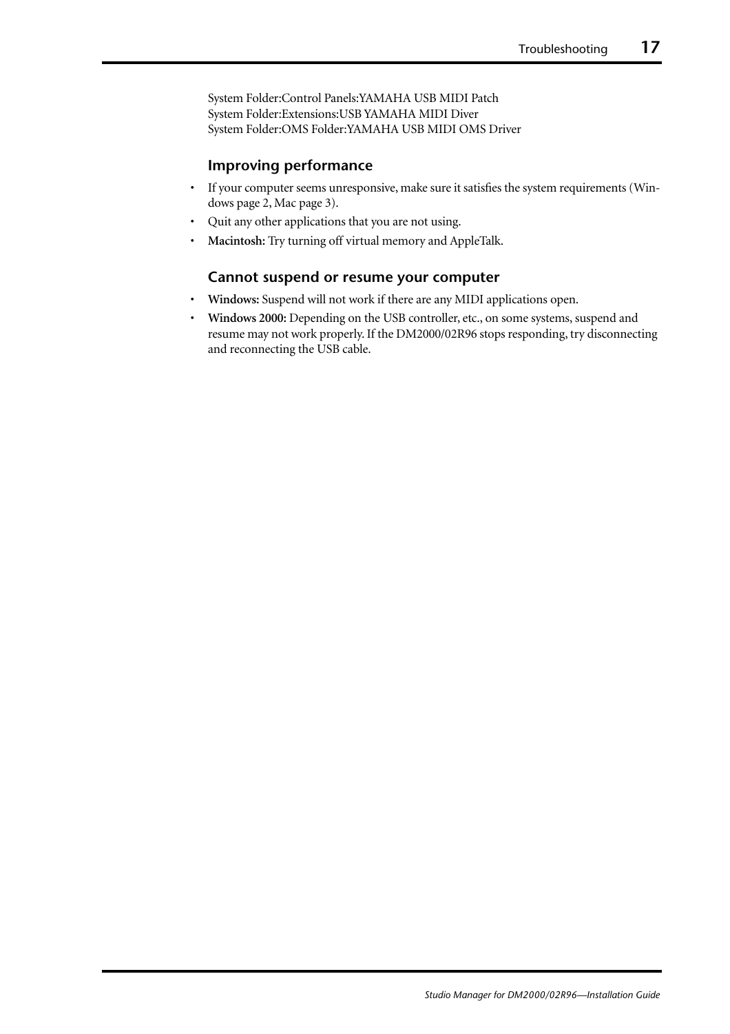System Folder:Control Panels:YAMAHA USB MIDI Patch
System Folder:Extensions:USB YAMAHA MIDI Diver
System Folder:OMS Folder:YAMAHA USB MIDI OMS Driver

### Improving performance

- If your computer seems unresponsive, make sure it satisfies the system requirements (Windows page 2, Mac page 3).
- Quit any other applications that you are not using.
- **Macintosh:** Try turning off virtual memory and AppleTalk.

### Cannot suspend or resume your computer

- **Windows:** Suspend will not work if there are any MIDI applications open.
- **Windows 2000:** Depending on the USB controller, etc., on some systems, suspend and resume may not work properly. If the DM2000/02R96 stops responding, try disconnecting and reconnecting the USB cable.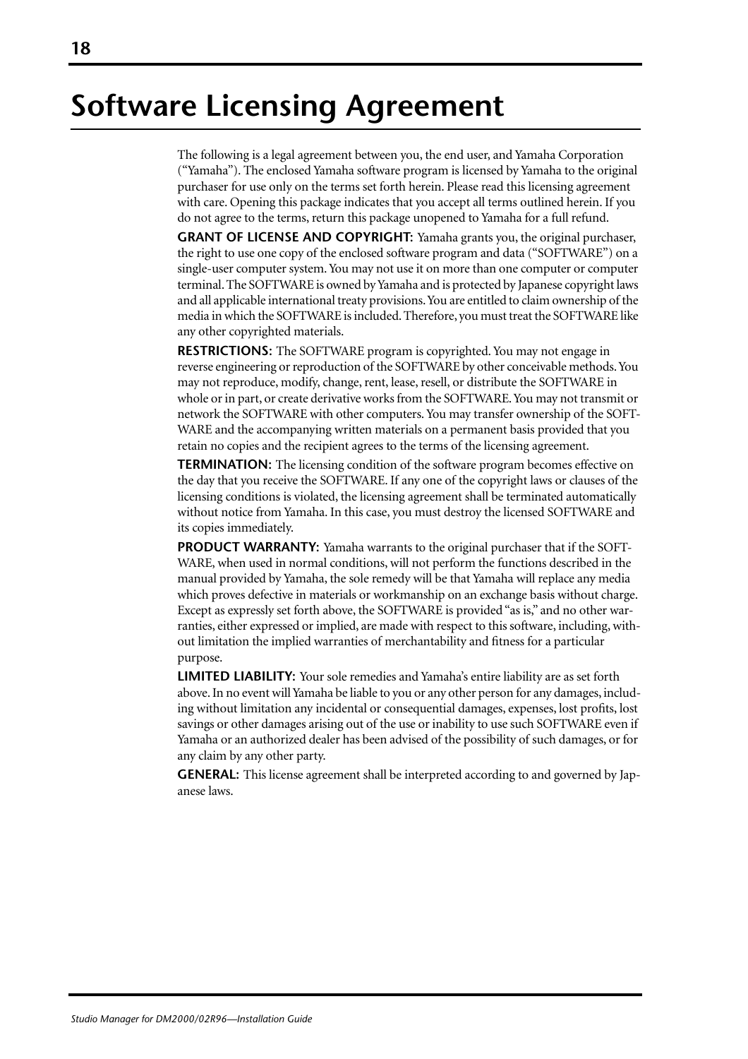# Software Licensing Agreement

The following is a legal agreement between you, the end user, and Yamaha Corporation ("Yamaha"). The enclosed Yamaha software program is licensed by Yamaha to the original purchaser for use only on the terms set forth herein. Please read this licensing agreement with care. Opening this package indicates that you accept all terms outlined herein. If you do not agree to the terms, return this package unopened to Yamaha for a full refund.

**GRANT OF LICENSE AND COPYRIGHT:** Yamaha grants you, the original purchaser, the right to use one copy of the enclosed software program and data ("SOFTWARE") on a single-user computer system. You may not use it on more than one computer or computer terminal. The SOFTWARE is owned by Yamaha and is protected by Japanese copyright laws and all applicable international treaty provisions. You are entitled to claim ownership of the media in which the SOFTWARE is included. Therefore, you must treat the SOFTWARE like any other copyrighted materials.

**RESTRICTIONS:** The SOFTWARE program is copyrighted. You may not engage in reverse engineering or reproduction of the SOFTWARE by other conceivable methods. You may not reproduce, modify, change, rent, lease, resell, or distribute the SOFTWARE in whole or in part, or create derivative works from the SOFTWARE. You may not transmit or network the SOFTWARE with other computers. You may transfer ownership of the SOFTWARE and the accompanying written materials on a permanent basis provided that you retain no copies and the recipient agrees to the terms of the licensing agreement.

**TERMINATION:** The licensing condition of the software program becomes effective on the day that you receive the SOFTWARE. If any one of the copyright laws or clauses of the licensing conditions is violated, the licensing agreement shall be terminated automatically without notice from Yamaha. In this case, you must destroy the licensed SOFTWARE and its copies immediately.

**PRODUCT WARRANTY:** Yamaha warrants to the original purchaser that if the SOFTWARE, when used in normal conditions, will not perform the functions described in the manual provided by Yamaha, the sole remedy will be that Yamaha will replace any media which proves defective in materials or workmanship on an exchange basis without charge. Except as expressly set forth above, the SOFTWARE is provided "as is," and no other warranties, either expressed or implied, are made with respect to this software, including, without limitation the implied warranties of merchantability and fitness for a particular purpose.

**LIMITED LIABILITY:** Your sole remedies and Yamaha's entire liability are as set forth above. In no event will Yamaha be liable to you or any other person for any damages, including without limitation any incidental or consequential damages, expenses, lost profits, lost savings or other damages arising out of the use or inability to use such SOFTWARE even if Yamaha or an authorized dealer has been advised of the possibility of such damages, or for any claim by any other party.

**GENERAL:** This license agreement shall be interpreted according to and governed by Japanese laws.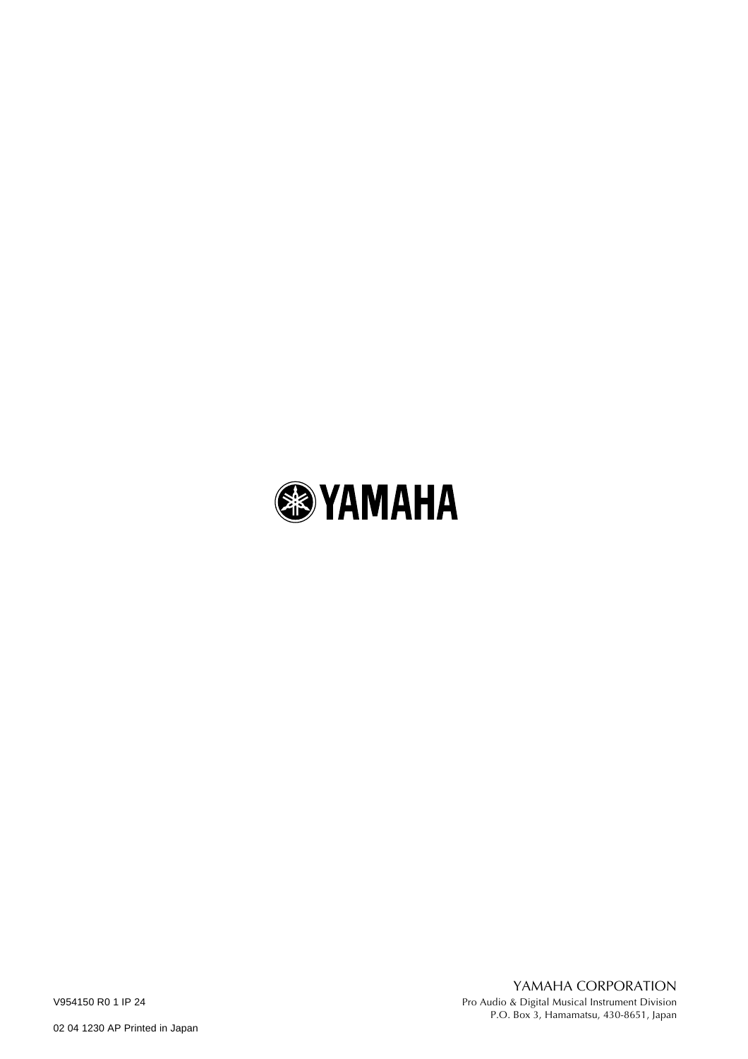YAMAHA

YAMAHA CORPORATION

Pro Audio & Digital Musical Instrument Division
P.O. Box 3, Hamamatsu, 430-8651, Japan

V954150 R0 1 IP 24

02 04 1230 AP Printed in Japan